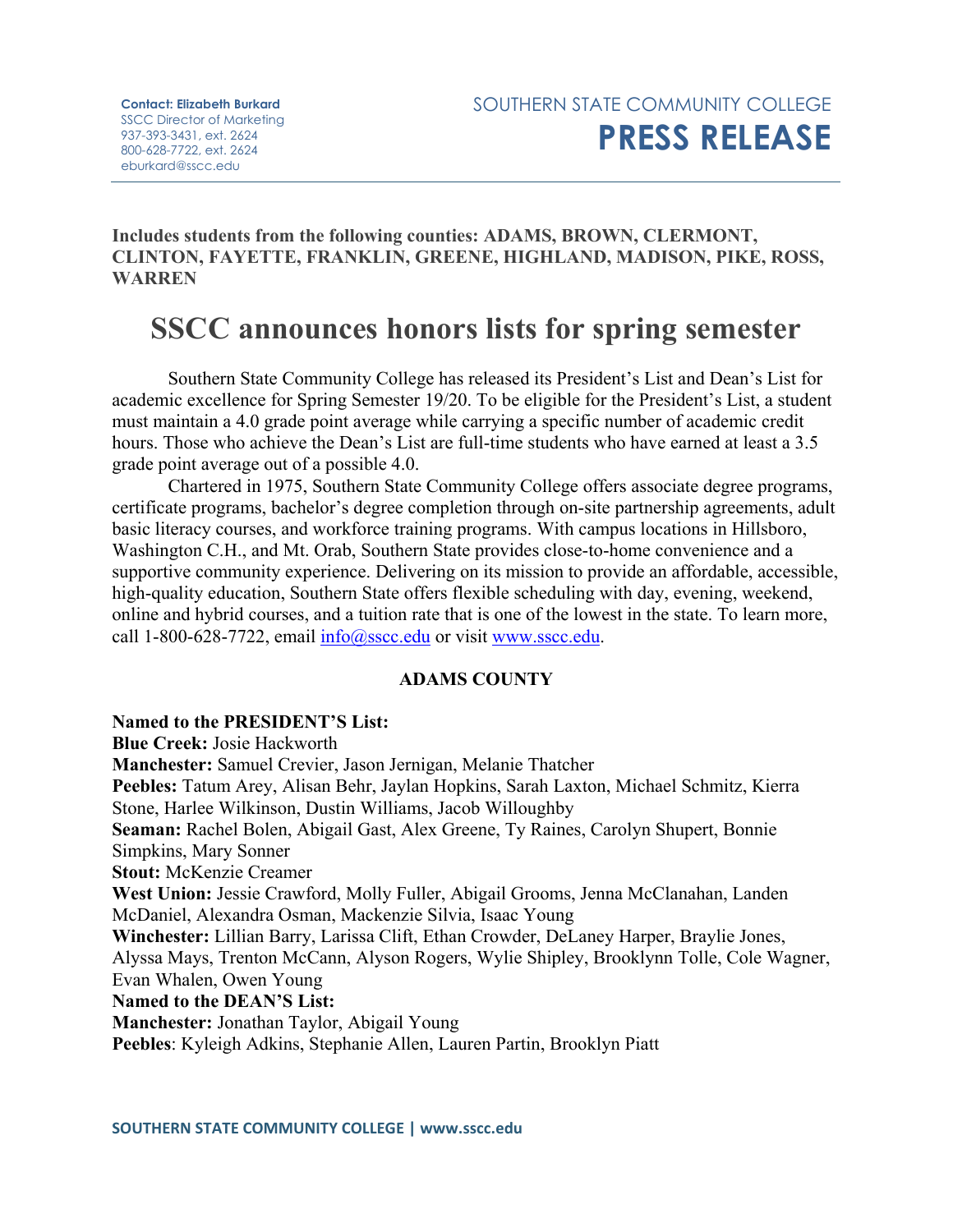**Contact: Elizabeth Burkard**
SSCC Director of Marketing
937-393-3431, ext. 2624
800-628-7722, ext. 2624
eburkard@sscc.edu

SOUTHERN STATE COMMUNITY COLLEGE
**PRESS RELEASE**

**Includes students from the following counties: ADAMS, BROWN, CLERMONT, CLINTON, FAYETTE, FRANKLIN, GREENE, HIGHLAND, MADISON, PIKE, ROSS, WARREN**

# SSCC announces honors lists for spring semester

Southern State Community College has released its President's List and Dean's List for academic excellence for Spring Semester 19/20. To be eligible for the President's List, a student must maintain a 4.0 grade point average while carrying a specific number of academic credit hours. Those who achieve the Dean's List are full-time students who have earned at least a 3.5 grade point average out of a possible 4.0.

Chartered in 1975, Southern State Community College offers associate degree programs, certificate programs, bachelor's degree completion through on-site partnership agreements, adult basic literacy courses, and workforce training programs. With campus locations in Hillsboro, Washington C.H., and Mt. Orab, Southern State provides close-to-home convenience and a supportive community experience. Delivering on its mission to provide an affordable, accessible, high-quality education, Southern State offers flexible scheduling with day, evening, weekend, online and hybrid courses, and a tuition rate that is one of the lowest in the state. To learn more, call 1-800-628-7722, email info@sscc.edu or visit www.sscc.edu.

## ADAMS COUNTY

**Named to the PRESIDENT'S List:**
**Blue Creek:** Josie Hackworth
**Manchester:** Samuel Crevier, Jason Jernigan, Melanie Thatcher
**Peebles:** Tatum Arey, Alisan Behr, Jaylan Hopkins, Sarah Laxton, Michael Schmitz, Kierra Stone, Harlee Wilkinson, Dustin Williams, Jacob Willoughby
**Seaman:** Rachel Bolen, Abigail Gast, Alex Greene, Ty Raines, Carolyn Shupert, Bonnie Simpkins, Mary Sonner
**Stout:** McKenzie Creamer
**West Union:** Jessie Crawford, Molly Fuller, Abigail Grooms, Jenna McClanahan, Landen McDaniel, Alexandra Osman, Mackenzie Silvia, Isaac Young
**Winchester:** Lillian Barry, Larissa Clift, Ethan Crowder, DeLaney Harper, Braylie Jones, Alyssa Mays, Trenton McCann, Alyson Rogers, Wylie Shipley, Brooklynn Tolle, Cole Wagner, Evan Whalen, Owen Young
**Named to the DEAN'S List:**
**Manchester:** Jonathan Taylor, Abigail Young
**Peebles**: Kyleigh Adkins, Stephanie Allen, Lauren Partin, Brooklyn Piatt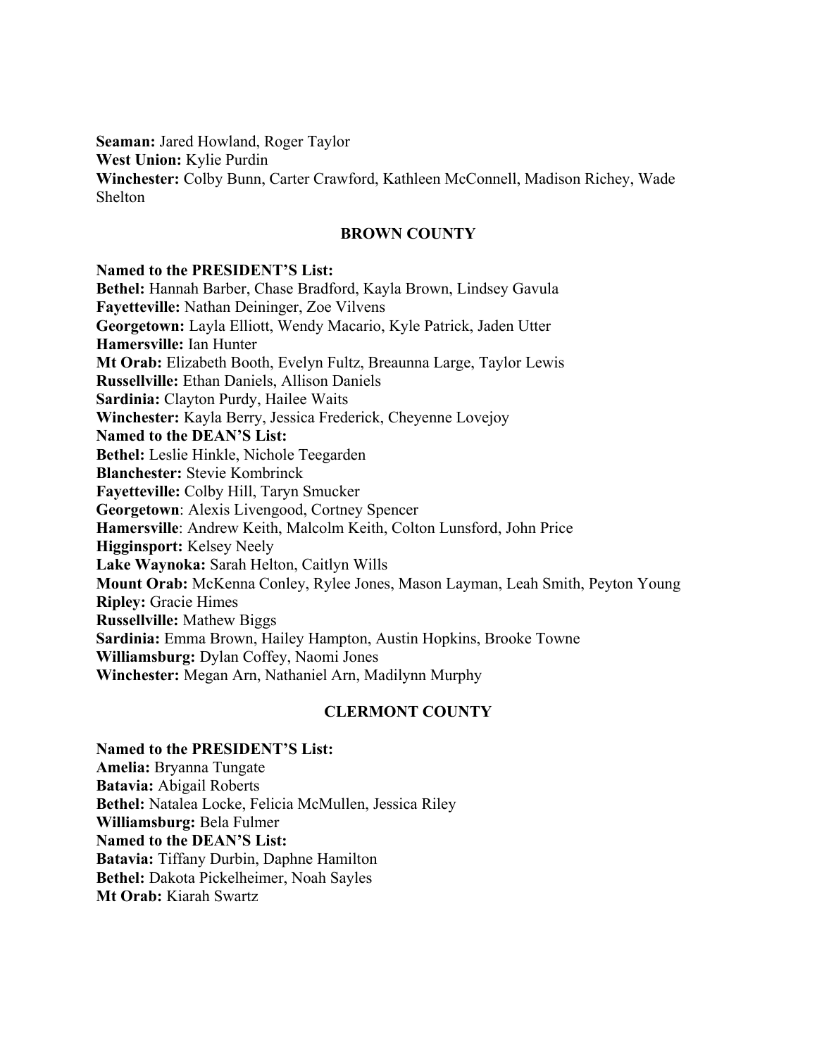**Seaman:** Jared Howland, Roger Taylor
**West Union:** Kylie Purdin
**Winchester:** Colby Bunn, Carter Crawford, Kathleen McConnell, Madison Richey, Wade Shelton

## BROWN COUNTY

**Named to the PRESIDENT'S List:**
**Bethel:** Hannah Barber, Chase Bradford, Kayla Brown, Lindsey Gavula
**Fayetteville:** Nathan Deininger, Zoe Vilvens
**Georgetown:** Layla Elliott, Wendy Macario, Kyle Patrick, Jaden Utter
**Hamersville:** Ian Hunter
**Mt Orab:** Elizabeth Booth, Evelyn Fultz, Breaunna Large, Taylor Lewis
**Russellville:** Ethan Daniels, Allison Daniels
**Sardinia:** Clayton Purdy, Hailee Waits
**Winchester:** Kayla Berry, Jessica Frederick, Cheyenne Lovejoy
**Named to the DEAN'S List:**
**Bethel:** Leslie Hinkle, Nichole Teegarden
**Blanchester:** Stevie Kombrinck
**Fayetteville:** Colby Hill, Taryn Smucker
**Georgetown**: Alexis Livengood, Cortney Spencer
**Hamersville**: Andrew Keith, Malcolm Keith, Colton Lunsford, John Price
**Higginsport:** Kelsey Neely
**Lake Waynoka:** Sarah Helton, Caitlyn Wills
**Mount Orab:** McKenna Conley, Rylee Jones, Mason Layman, Leah Smith, Peyton Young
**Ripley:** Gracie Himes
**Russellville:** Mathew Biggs
**Sardinia:** Emma Brown, Hailey Hampton, Austin Hopkins, Brooke Towne
**Williamsburg:** Dylan Coffey, Naomi Jones
**Winchester:** Megan Arn, Nathaniel Arn, Madilynn Murphy

## CLERMONT COUNTY

**Named to the PRESIDENT'S List:**
**Amelia:** Bryanna Tungate
**Batavia:** Abigail Roberts
**Bethel:** Natalea Locke, Felicia McMullen, Jessica Riley
**Williamsburg:** Bela Fulmer
**Named to the DEAN'S List:**
**Batavia:** Tiffany Durbin, Daphne Hamilton
**Bethel:** Dakota Pickelheimer, Noah Sayles
**Mt Orab:** Kiarah Swartz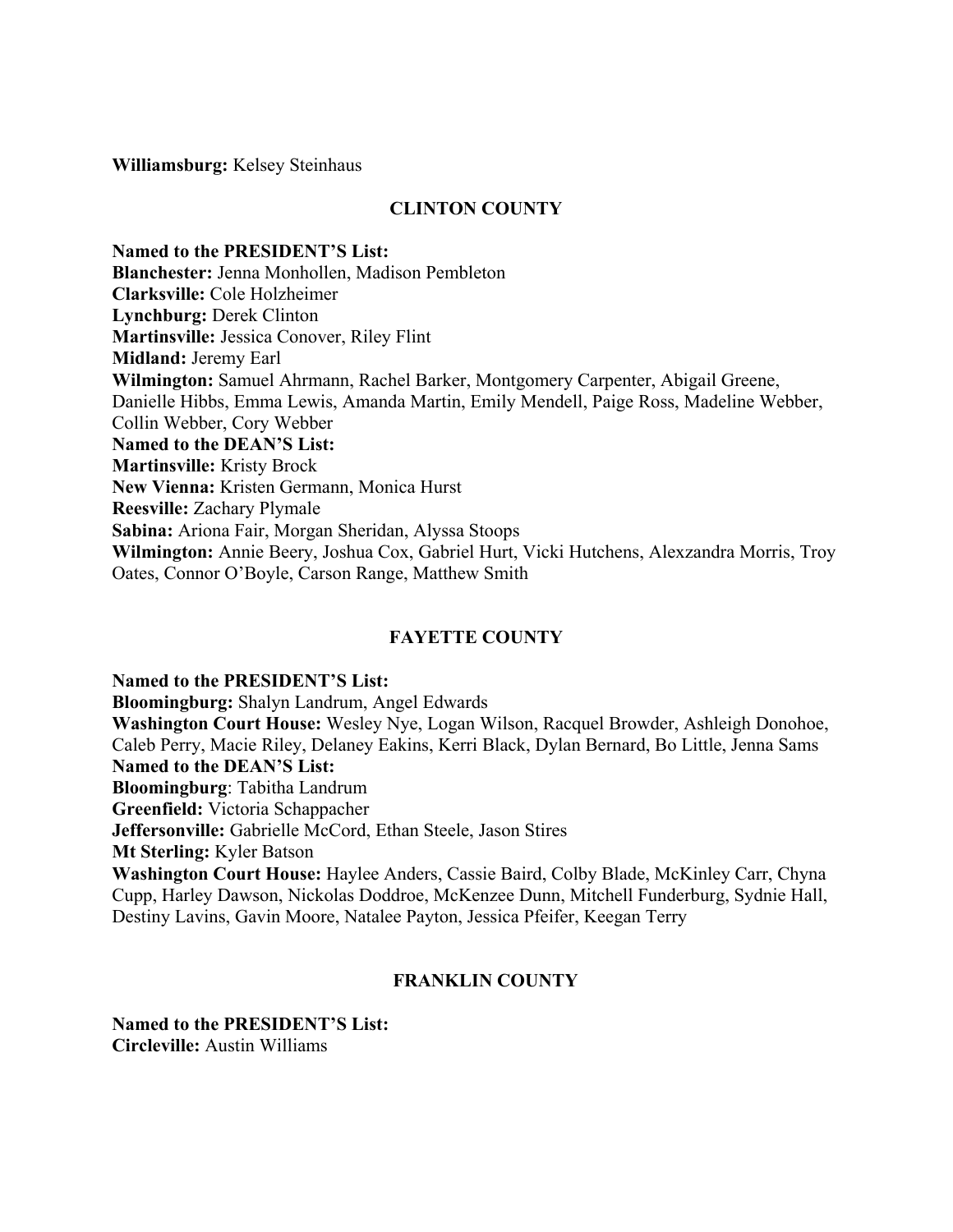**Williamsburg:** Kelsey Steinhaus

## CLINTON COUNTY

**Named to the PRESIDENT'S List:**
**Blanchester:** Jenna Monhollen, Madison Pembleton
**Clarksville:** Cole Holzheimer
**Lynchburg:** Derek Clinton
**Martinsville:** Jessica Conover, Riley Flint
**Midland:** Jeremy Earl
**Wilmington:** Samuel Ahrmann, Rachel Barker, Montgomery Carpenter, Abigail Greene, Danielle Hibbs, Emma Lewis, Amanda Martin, Emily Mendell, Paige Ross, Madeline Webber, Collin Webber, Cory Webber
**Named to the DEAN'S List:**
**Martinsville:** Kristy Brock
**New Vienna:** Kristen Germann, Monica Hurst
**Reesville:** Zachary Plymale
**Sabina:** Ariona Fair, Morgan Sheridan, Alyssa Stoops
**Wilmington:** Annie Beery, Joshua Cox, Gabriel Hurt, Vicki Hutchens, Alexzandra Morris, Troy Oates, Connor O'Boyle, Carson Range, Matthew Smith

## FAYETTE COUNTY

**Named to the PRESIDENT'S List:**
**Bloomingburg:** Shalyn Landrum, Angel Edwards
**Washington Court House:** Wesley Nye, Logan Wilson, Racquel Browder, Ashleigh Donohoe, Caleb Perry, Macie Riley, Delaney Eakins, Kerri Black, Dylan Bernard, Bo Little, Jenna Sams
**Named to the DEAN'S List:**
**Bloomingburg**: Tabitha Landrum
**Greenfield:** Victoria Schappacher
**Jeffersonville:** Gabrielle McCord, Ethan Steele, Jason Stires
**Mt Sterling:** Kyler Batson
**Washington Court House:** Haylee Anders, Cassie Baird, Colby Blade, McKinley Carr, Chyna Cupp, Harley Dawson, Nickolas Doddroe, McKenzee Dunn, Mitchell Funderburg, Sydnie Hall, Destiny Lavins, Gavin Moore, Natalee Payton, Jessica Pfeifer, Keegan Terry

## FRANKLIN COUNTY

**Named to the PRESIDENT'S List:**
**Circleville:** Austin Williams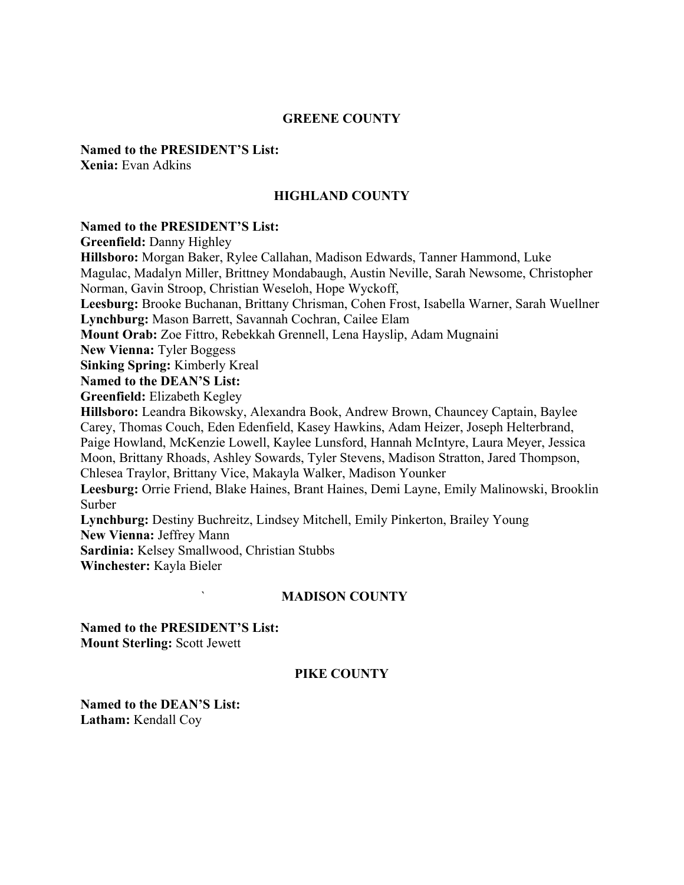## GREENE COUNTY

**Named to the PRESIDENT'S List:**
**Xenia:** Evan Adkins

## HIGHLAND COUNTY

**Named to the PRESIDENT'S List:**
**Greenfield:** Danny Highley
**Hillsboro:** Morgan Baker, Rylee Callahan, Madison Edwards, Tanner Hammond, Luke Magulac, Madalyn Miller, Brittney Mondabaugh, Austin Neville, Sarah Newsome, Christopher Norman, Gavin Stroop, Christian Weseloh, Hope Wyckoff,
**Leesburg:** Brooke Buchanan, Brittany Chrisman, Cohen Frost, Isabella Warner, Sarah Wuellner
**Lynchburg:** Mason Barrett, Savannah Cochran, Cailee Elam
**Mount Orab:** Zoe Fittro, Rebekkah Grennell, Lena Hayslip, Adam Mugnaini
**New Vienna:** Tyler Boggess
**Sinking Spring:** Kimberly Kreal
**Named to the DEAN'S List:**
**Greenfield:** Elizabeth Kegley
**Hillsboro:** Leandra Bikowsky, Alexandra Book, Andrew Brown, Chauncey Captain, Baylee Carey, Thomas Couch, Eden Edenfield, Kasey Hawkins, Adam Heizer, Joseph Helterbrand, Paige Howland, McKenzie Lowell, Kaylee Lunsford, Hannah McIntyre, Laura Meyer, Jessica Moon, Brittany Rhoads, Ashley Sowards, Tyler Stevens, Madison Stratton, Jared Thompson, Chlesea Traylor, Brittany Vice, Makayla Walker, Madison Younker
**Leesburg:** Orrie Friend, Blake Haines, Brant Haines, Demi Layne, Emily Malinowski, Brooklin Surber
**Lynchburg:** Destiny Buchreitz, Lindsey Mitchell, Emily Pinkerton, Brailey Young
**New Vienna:** Jeffrey Mann
**Sardinia:** Kelsey Smallwood, Christian Stubbs
**Winchester:** Kayla Bieler

## ` MADISON COUNTY

**Named to the PRESIDENT'S List:**
**Mount Sterling:** Scott Jewett

## PIKE COUNTY

**Named to the DEAN'S List:**
**Latham:** Kendall Coy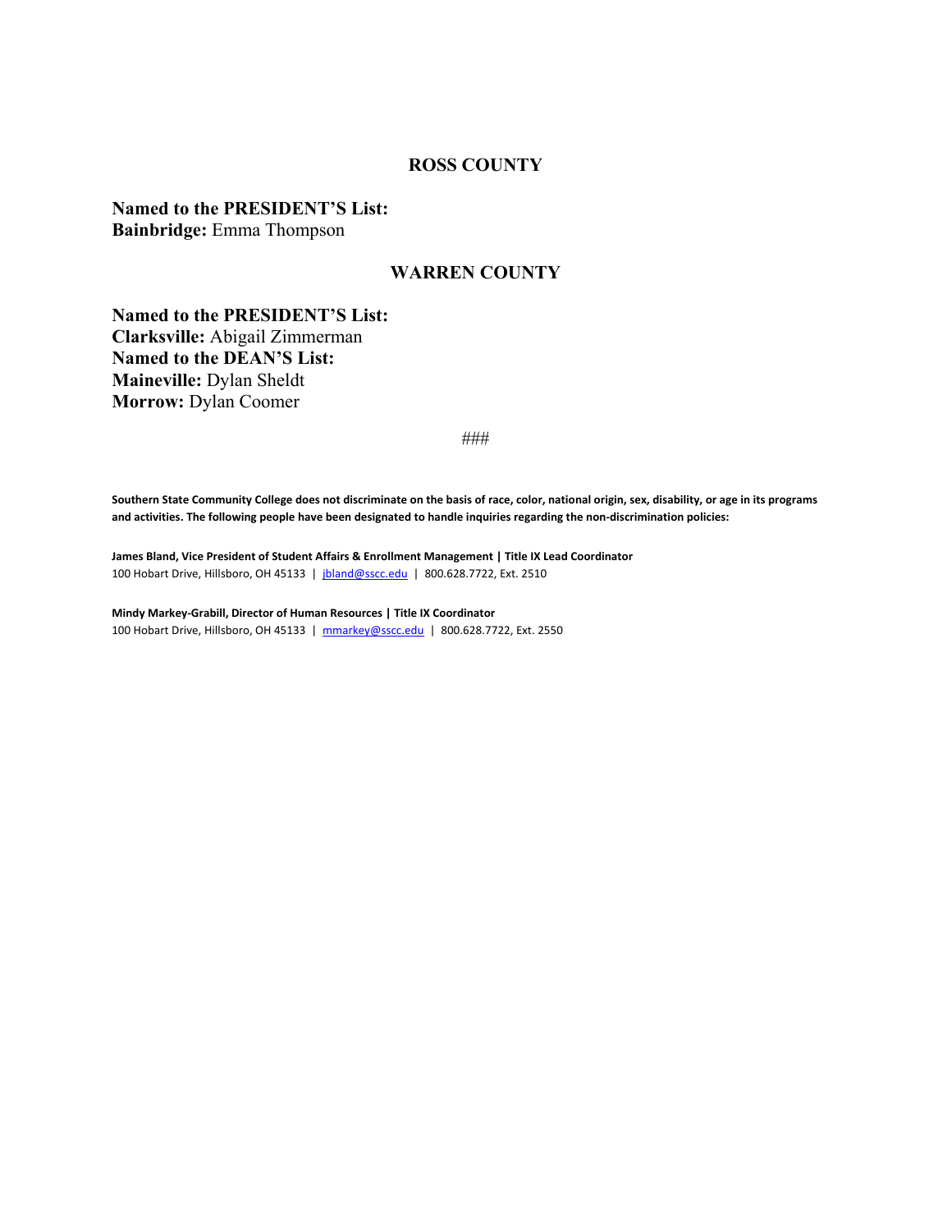## ROSS COUNTY

**Named to the PRESIDENT'S List:**
**Bainbridge:** Emma Thompson

## WARREN COUNTY

**Named to the PRESIDENT'S List:**
**Clarksville:** Abigail Zimmerman
**Named to the DEAN'S List:**
**Maineville:** Dylan Sheldt
**Morrow:** Dylan Coomer

###

**Southern State Community College does not discriminate on the basis of race, color, national origin, sex, disability, or age in its programs and activities. The following people have been designated to handle inquiries regarding the non-discrimination policies:**

**James Bland, Vice President of Student Affairs & Enrollment Management | Title IX Lead Coordinator**
100 Hobart Drive, Hillsboro, OH 45133 | jbland@sscc.edu | 800.628.7722, Ext. 2510

**Mindy Markey-Grabill, Director of Human Resources | Title IX Coordinator**
100 Hobart Drive, Hillsboro, OH 45133 | mmarkey@sscc.edu | 800.628.7722, Ext. 2550